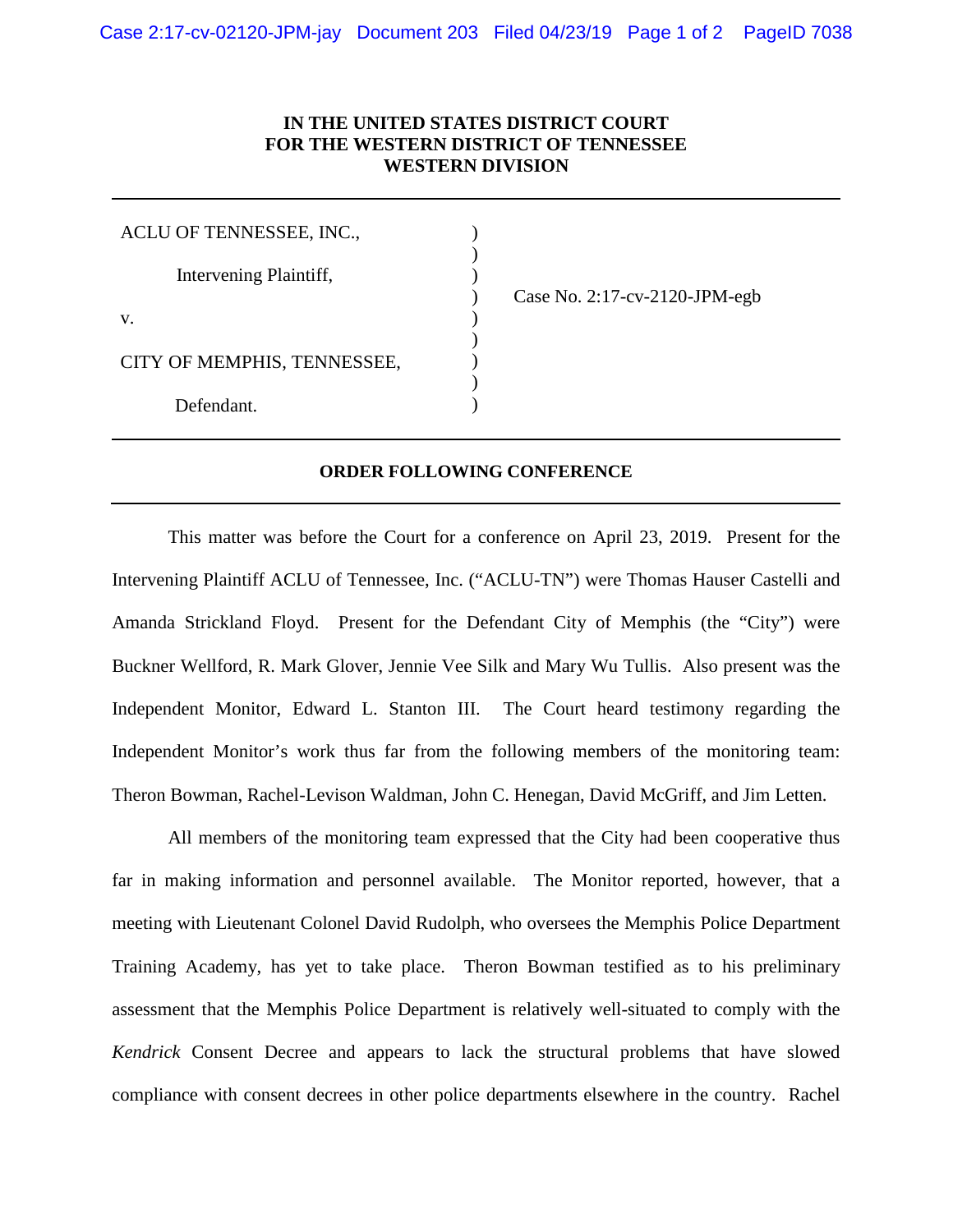**IN THE UNITED STATES DISTRICT COURT**
**FOR THE WESTERN DISTRICT OF TENNESSEE**
**WESTERN DIVISION**

| | | |
|---|---|---|
| ACLU OF TENNESSEE, INC., | ) | |
| | ) | |
| Intervening Plaintiff, | ) | |
| | ) | Case No. 2:17-cv-2120-JPM-egb |
| v. | ) | |
| | ) | |
| CITY OF MEMPHIS, TENNESSEE, | ) | |
| | ) | |
| Defendant. | ) | |

**ORDER FOLLOWING CONFERENCE**

This matter was before the Court for a conference on April 23, 2019. Present for the Intervening Plaintiff ACLU of Tennessee, Inc. ("ACLU-TN") were Thomas Hauser Castelli and Amanda Strickland Floyd. Present for the Defendant City of Memphis (the "City") were Buckner Wellford, R. Mark Glover, Jennie Vee Silk and Mary Wu Tullis. Also present was the Independent Monitor, Edward L. Stanton III. The Court heard testimony regarding the Independent Monitor's work thus far from the following members of the monitoring team: Theron Bowman, Rachel-Levison Waldman, John C. Henegan, David McGriff, and Jim Letten.

All members of the monitoring team expressed that the City had been cooperative thus far in making information and personnel available. The Monitor reported, however, that a meeting with Lieutenant Colonel David Rudolph, who oversees the Memphis Police Department Training Academy, has yet to take place. Theron Bowman testified as to his preliminary assessment that the Memphis Police Department is relatively well-situated to comply with the *Kendrick* Consent Decree and appears to lack the structural problems that have slowed compliance with consent decrees in other police departments elsewhere in the country. Rachel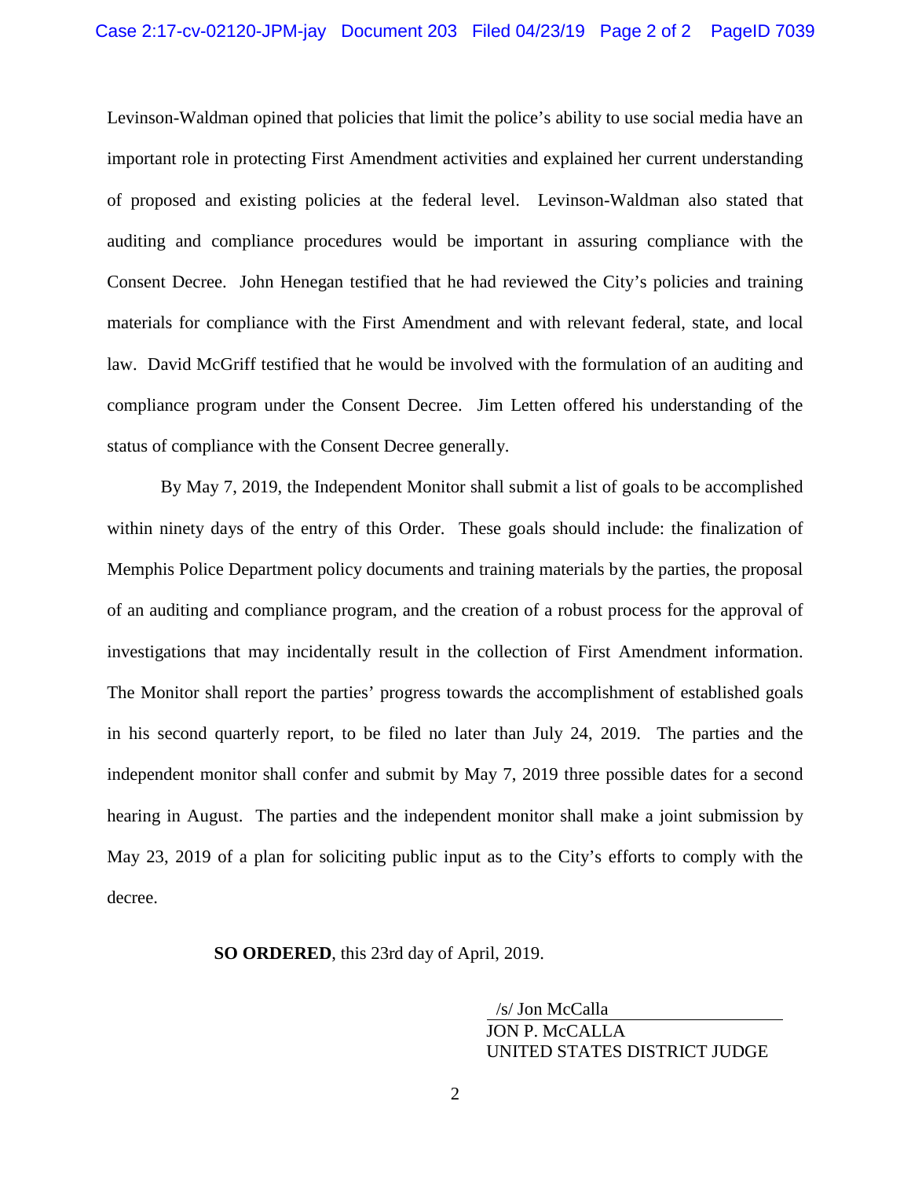Levinson-Waldman opined that policies that limit the police's ability to use social media have an important role in protecting First Amendment activities and explained her current understanding of proposed and existing policies at the federal level. Levinson-Waldman also stated that auditing and compliance procedures would be important in assuring compliance with the Consent Decree. John Henegan testified that he had reviewed the City's policies and training materials for compliance with the First Amendment and with relevant federal, state, and local law. David McGriff testified that he would be involved with the formulation of an auditing and compliance program under the Consent Decree. Jim Letten offered his understanding of the status of compliance with the Consent Decree generally.

By May 7, 2019, the Independent Monitor shall submit a list of goals to be accomplished within ninety days of the entry of this Order. These goals should include: the finalization of Memphis Police Department policy documents and training materials by the parties, the proposal of an auditing and compliance program, and the creation of a robust process for the approval of investigations that may incidentally result in the collection of First Amendment information. The Monitor shall report the parties' progress towards the accomplishment of established goals in his second quarterly report, to be filed no later than July 24, 2019. The parties and the independent monitor shall confer and submit by May 7, 2019 three possible dates for a second hearing in August. The parties and the independent monitor shall make a joint submission by May 23, 2019 of a plan for soliciting public input as to the City's efforts to comply with the decree.

**SO ORDERED**, this 23rd day of April, 2019.

/s/ Jon McCalla
JON P. McCALLA
UNITED STATES DISTRICT JUDGE